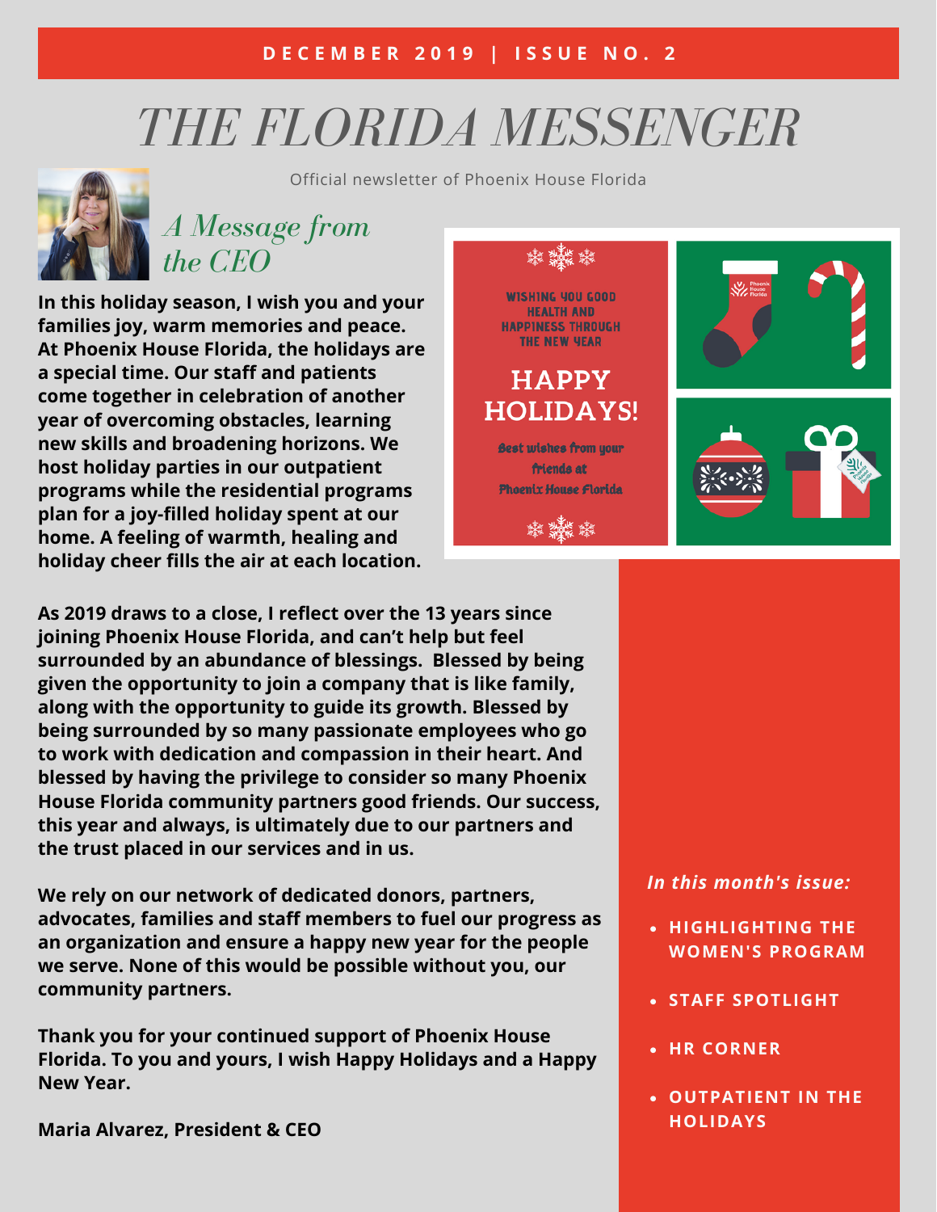DECEMBER 2019 | ISSUE NO. 2

# THE FLORIDA MESSENGER

Official newsletter of Phoenix House Florida

## *A Message from the CEO*

**In this holiday season, I wish you and your families joy, warm memories and peace. At Phoenix House Florida, the holidays are a special time. Our staff and patients come together in celebration of another year of overcoming obstacles, learning new skills and broadening horizons. We host holiday parties in our outpatient programs while the residential programs plan for a joy-filled holiday spent at our home. A feeling of warmth, healing and holiday cheer fills the air at each location.**

**As 2019 draws to a close, I reflect over the 13 years since joining Phoenix House Florida, and can't help but feel surrounded by an abundance of blessings. Blessed by being given the opportunity to join a company that is like family, along with the opportunity to guide its growth. Blessed by being surrounded by so many passionate employees who go to work with dedication and compassion in their heart. And blessed by having the privilege to consider so many Phoenix House Florida community partners good friends. Our success, this year and always, is ultimately due to our partners and the trust placed in our services and in us.**

**We rely on our network of dedicated donors, partners, advocates, families and staff members to fuel our progress as an organization and ensure a happy new year for the people we serve. None of this would be possible without you, our community partners.**

**Thank you for your continued support of Phoenix House Florida. To you and yours, I wish Happy Holidays and a Happy New Year.**

**Maria Alvarez, President & CEO**

WISHING YOU GOOD HEALTH AND HAPPINESS THROUGH THE NEW YEAR

HAPPY HOLIDAYS!

Best wishes from your friends at Phoenix House Florida

*In this month's issue:*

- **HIGHLIGHTING THE WOMEN'S PROGRAM**
- **STAFF SPOTLIGHT**
- **HR CORNER**
- **OUTPATIENT IN THE HOLIDAYS**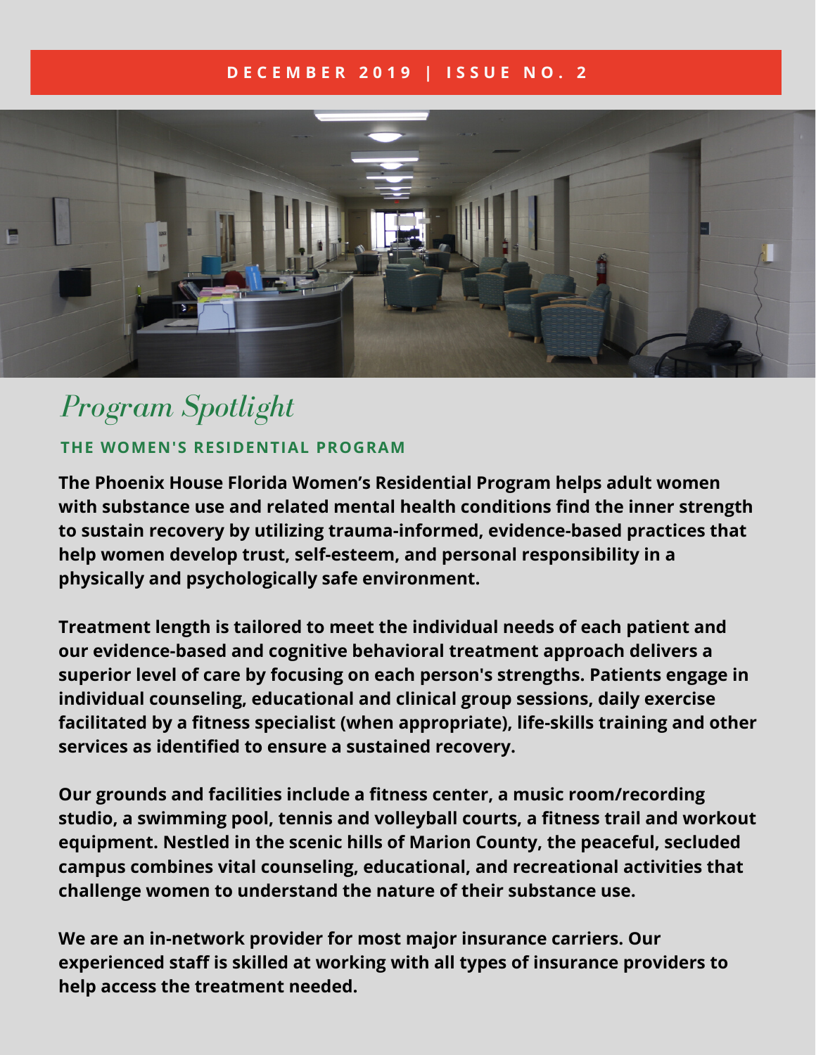DECEMBER 2019 | ISSUE NO. 2

# *Program Spotlight*

## THE WOMEN'S RESIDENTIAL PROGRAM

**The Phoenix House Florida Women's Residential Program helps adult women with substance use and related mental health conditions find the inner strength to sustain recovery by utilizing trauma-informed, evidence-based practices that help women develop trust, self-esteem, and personal responsibility in a physically and psychologically safe environment.**

**Treatment length is tailored to meet the individual needs of each patient and our evidence-based and cognitive behavioral treatment approach delivers a superior level of care by focusing on each person's strengths. Patients engage in individual counseling, educational and clinical group sessions, daily exercise facilitated by a fitness specialist (when appropriate), life-skills training and other services as identified to ensure a sustained recovery.**

**Our grounds and facilities include a fitness center, a music room/recording studio, a swimming pool, tennis and volleyball courts, a fitness trail and workout equipment. Nestled in the scenic hills of Marion County, the peaceful, secluded campus combines vital counseling, educational, and recreational activities that challenge women to understand the nature of their substance use.**

**We are an in-network provider for most major insurance carriers. Our experienced staff is skilled at working with all types of insurance providers to help access the treatment needed.**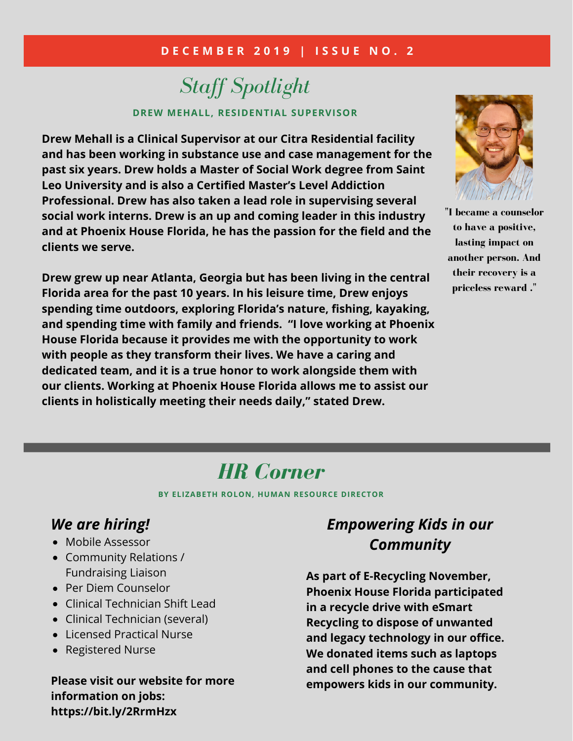**DECEMBER 2019 | ISSUE NO. 2**

# *Staff Spotlight*

**DREW MEHALL, RESIDENTIAL SUPERVISOR**

**Drew Mehall is a Clinical Supervisor at our Citra Residential facility and has been working in substance use and case management for the past six years. Drew holds a Master of Social Work degree from Saint Leo University and is also a Certified Master's Level Addiction Professional. Drew has also taken a lead role in supervising several social work interns. Drew is an up and coming leader in this industry and at Phoenix House Florida, he has the passion for the field and the clients we serve.**

**Drew grew up near Atlanta, Georgia but has been living in the central Florida area for the past 10 years. In his leisure time, Drew enjoys spending time outdoors, exploring Florida's nature, fishing, kayaking, and spending time with family and friends. "I love working at Phoenix House Florida because it provides me with the opportunity to work with people as they transform their lives. We have a caring and dedicated team, and it is a true honor to work alongside them with our clients. Working at Phoenix House Florida allows me to assist our clients in holistically meeting their needs daily," stated Drew.**

**"I became a counselor to have a positive, lasting impact on another person. And their recovery is a priceless reward ."**

# *HR Corner*

**BY ELIZABETH ROLON, HUMAN RESOURCE DIRECTOR**

## *We are hiring!*

- Mobile Assessor
- Community Relations / Fundraising Liaison
- Per Diem Counselor
- Clinical Technician Shift Lead
- Clinical Technician (several)
- Licensed Practical Nurse
- Registered Nurse

**Please visit our website for more information on jobs: https://bit.ly/2RrmHzx**

## *Empowering Kids in our Community*

**As part of E-Recycling November, Phoenix House Florida participated in a recycle drive with eSmart Recycling to dispose of unwanted and legacy technology in our office. We donated items such as laptops and cell phones to the cause that empowers kids in our community.**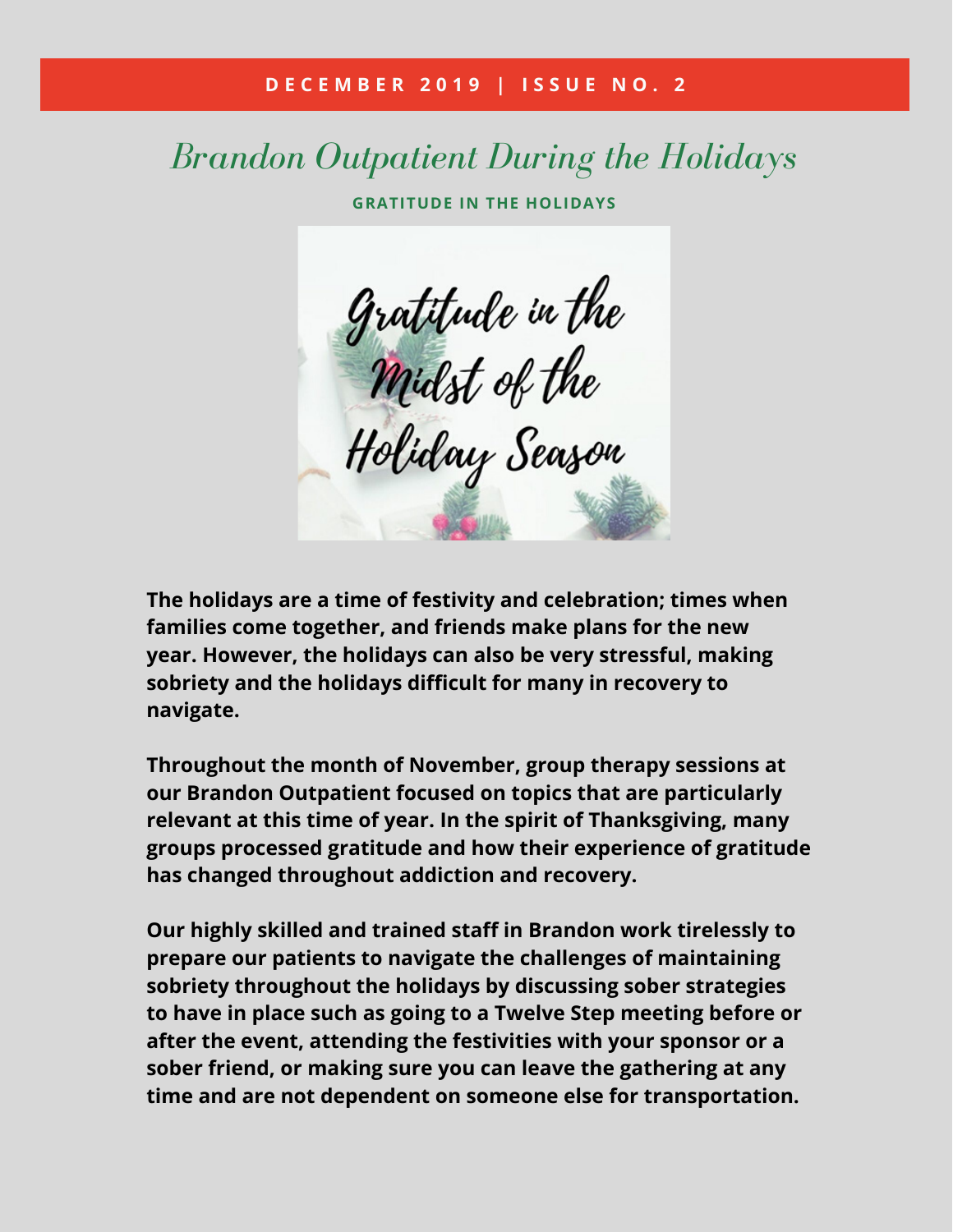**DECEMBER 2019 | ISSUE NO. 2**

# *Brandon Outpatient During the Holidays*

### GRATITUDE IN THE HOLIDAYS

Gratitude in the Midst of the Holiday Season

**The holidays are a time of festivity and celebration; times when families come together, and friends make plans for the new year. However, the holidays can also be very stressful, making sobriety and the holidays difficult for many in recovery to navigate.**

**Throughout the month of November, group therapy sessions at our Brandon Outpatient focused on topics that are particularly relevant at this time of year. In the spirit of Thanksgiving, many groups processed gratitude and how their experience of gratitude has changed throughout addiction and recovery.**

**Our highly skilled and trained staff in Brandon work tirelessly to prepare our patients to navigate the challenges of maintaining sobriety throughout the holidays by discussing sober strategies to have in place such as going to a Twelve Step meeting before or after the event, attending the festivities with your sponsor or a sober friend, or making sure you can leave the gathering at any time and are not dependent on someone else for transportation.**